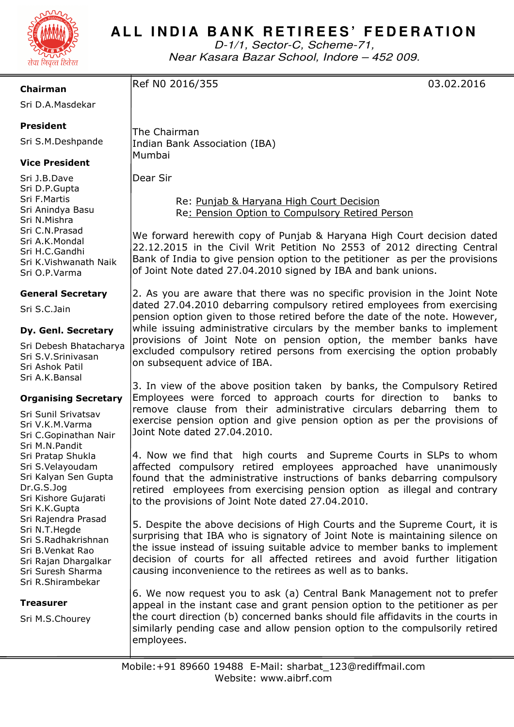# ALL INDIA BANK RETIREES' FEDERATION

*D-1/1, Sector-C, Scheme-71,*
*Near Kasara Bazar School, Indore – 452 009.*

सेवा निवृत्त हितेरत

**Chairman**
Sri D.A.Masdekar

**President**
Sri S.M.Deshpande

**Vice President**
Sri J.B.Dave
Sri D.P.Gupta
Sri F.Martis
Sri Anindya Basu
Sri N.Mishra
Sri C.N.Prasad
Sri A.K.Mondal
Sri H.C.Gandhi
Sri K.Vishwanath Naik
Sri O.P.Varma

**General Secretary**
Sri S.C.Jain

**Dy. Genl. Secretary**
Sri Debesh Bhatacharya
Sri S.V.Srinivasan
Sri Ashok Patil
Sri A.K.Bansal

**Organising Secretary**
Sri Sunil Srivatsav
Sri V.K.M.Varma
Sri C.Gopinathan Nair
Sri M.N.Pandit
Sri Pratap Shukla
Sri S.Velayoudam
Sri Kalyan Sen Gupta
Dr.G.S.Jog
Sri Kishore Gujarati
Sri K.K.Gupta
Sri Rajendra Prasad
Sri N.T.Hegde
Sri S.Radhakrishnan
Sri B.Venkat Rao
Sri Rajan Dhargalkar
Sri Suresh Sharma
Sri R.Shirambekar

**Treasurer**
Sri M.S.Chourey

---

Ref N0 2016/355 03.02.2016

The Chairman
Indian Bank Association (IBA)
Mumbai

Dear Sir

Re: Punjab & Haryana High Court Decision
Re: Pension Option to Compulsory Retired Person

We forward herewith copy of Punjab & Haryana High Court decision dated 22.12.2015 in the Civil Writ Petition No 2553 of 2012 directing Central Bank of India to give pension option to the petitioner as per the provisions of Joint Note dated 27.04.2010 signed by IBA and bank unions.

2. As you are aware that there was no specific provision in the Joint Note dated 27.04.2010 debarring compulsory retired employees from exercising pension option given to those retired before the date of the note. However, while issuing administrative circulars by the member banks to implement provisions of Joint Note on pension option, the member banks have excluded compulsory retired persons from exercising the option probably on subsequent advice of IBA.

3. In view of the above position taken by banks, the Compulsory Retired Employees were forced to approach courts for direction to banks to remove clause from their administrative circulars debarring them to exercise pension option and give pension option as per the provisions of Joint Note dated 27.04.2010.

4. Now we find that high courts and Supreme Courts in SLPs to whom affected compulsory retired employees approached have unanimously found that the administrative instructions of banks debarring compulsory retired employees from exercising pension option as illegal and contrary to the provisions of Joint Note dated 27.04.2010.

5. Despite the above decisions of High Courts and the Supreme Court, it is surprising that IBA who is signatory of Joint Note is maintaining silence on the issue instead of issuing suitable advice to member banks to implement decision of courts for all affected retirees and avoid further litigation causing inconvenience to the retirees as well as to banks.

6. We now request you to ask (a) Central Bank Management not to prefer appeal in the instant case and grant pension option to the petitioner as per the court direction (b) concerned banks should file affidavits in the courts in similarly pending case and allow pension option to the compulsorily retired employees.

Mobile:+91 89660 19488 E-Mail: sharbat_123@rediffmail.com
Website: www.aibrf.com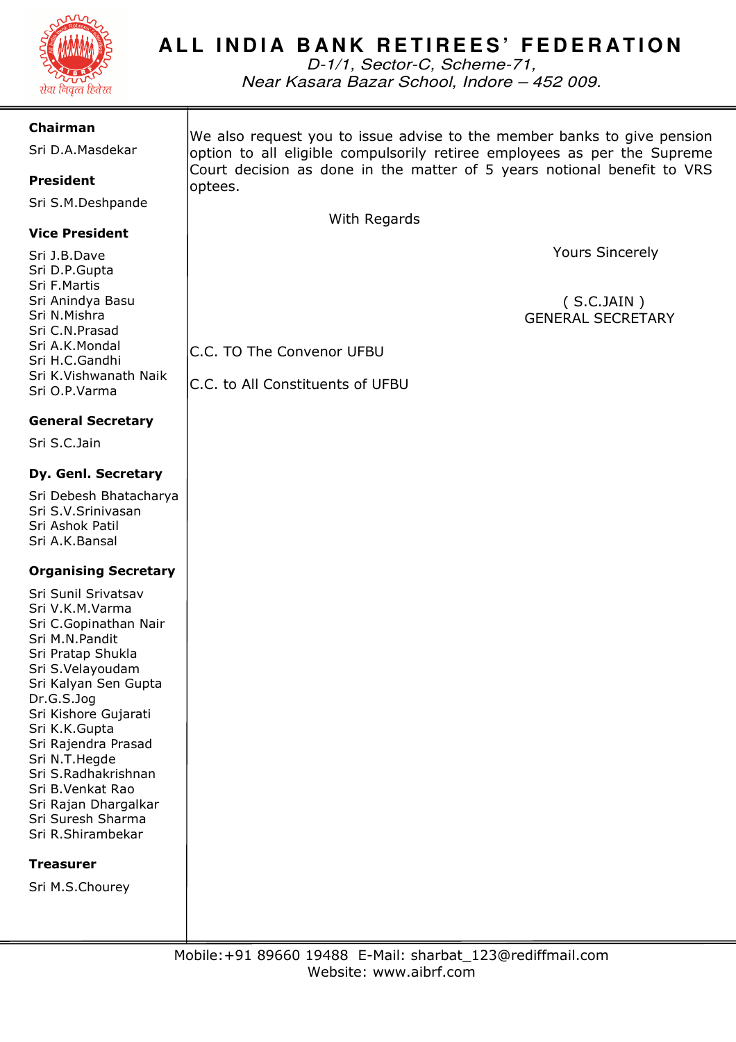# ALL INDIA BANK RETIREES' FEDERATION

*D-1/1, Sector-C, Scheme-71,*
*Near Kasara Bazar School, Indore – 452 009.*

**Chairman**

Sri D.A.Masdekar

**President**

Sri S.M.Deshpande

**Vice President**

Sri J.B.Dave
Sri D.P.Gupta
Sri F.Martis
Sri Anindya Basu
Sri N.Mishra
Sri C.N.Prasad
Sri A.K.Mondal
Sri H.C.Gandhi
Sri K.Vishwanath Naik
Sri O.P.Varma

**General Secretary**

Sri S.C.Jain

**Dy. Genl. Secretary**

Sri Debesh Bhatacharya
Sri S.V.Srinivasan
Sri Ashok Patil
Sri A.K.Bansal

**Organising Secretary**

Sri Sunil Srivatsav
Sri V.K.M.Varma
Sri C.Gopinathan Nair
Sri M.N.Pandit
Sri Pratap Shukla
Sri S.Velayoudam
Sri Kalyan Sen Gupta
Dr.G.S.Jog
Sri Kishore Gujarati
Sri K.K.Gupta
Sri Rajendra Prasad
Sri N.T.Hegde
Sri S.Radhakrishnan
Sri B.Venkat Rao
Sri Rajan Dhargalkar
Sri Suresh Sharma
Sri R.Shirambekar

**Treasurer**

Sri M.S.Chourey

---

We also request you to issue advise to the member banks to give pension option to all eligible compulsorily retiree employees as per the Supreme Court decision as done in the matter of 5 years notional benefit to VRS optees.

With Regards

Yours Sincerely

( S.C.JAIN )
GENERAL SECRETARY

C.C. TO The Convenor UFBU

C.C. to All Constituents of UFBU

Mobile:+91 89660 19488 E-Mail: sharbat_123@rediffmail.com
Website: www.aibrf.com